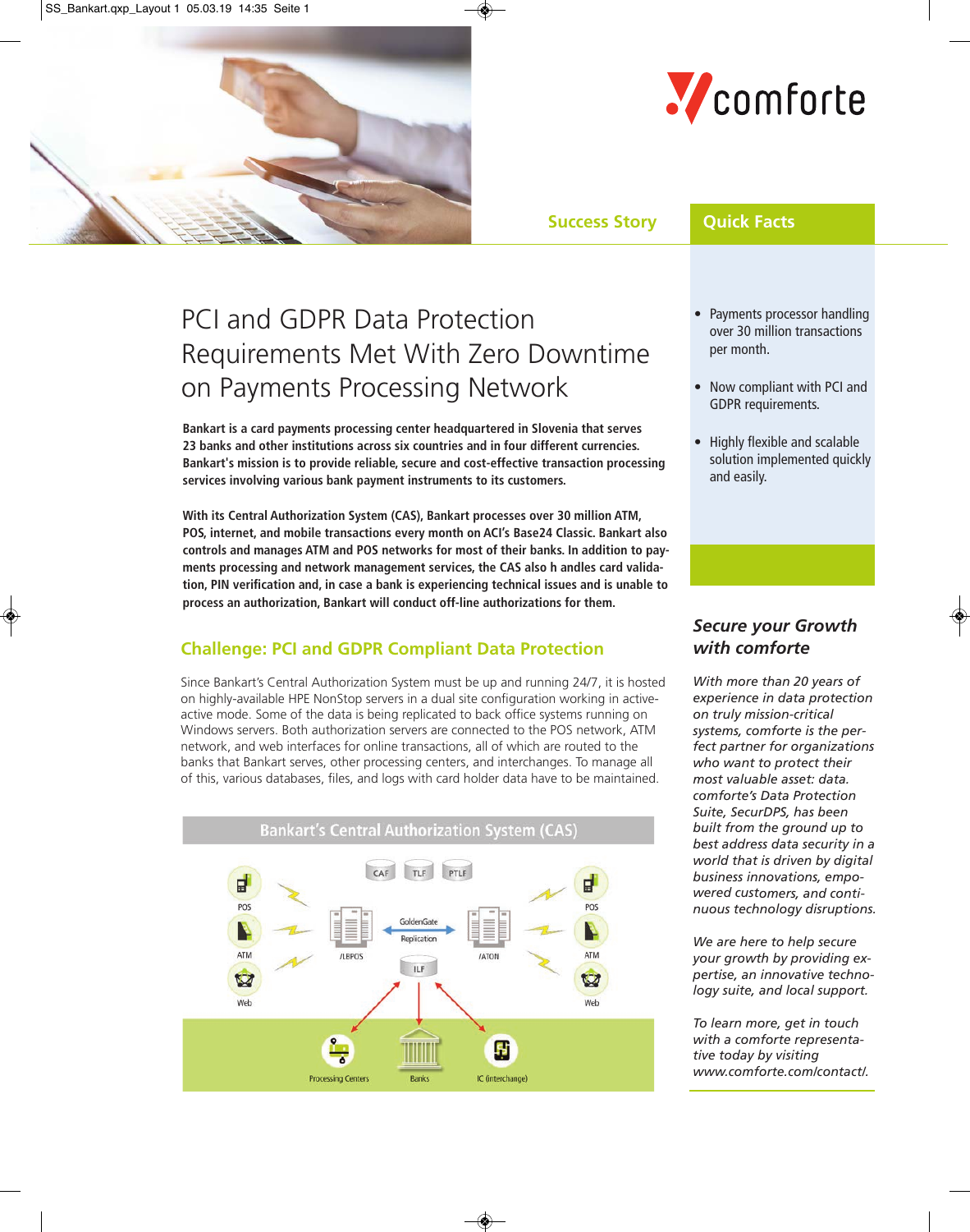Success Story

# PCI and GDPR Data Protection Requirements Met With Zero Downtime on Payments Processing Network

**Bankart is a card payments processing center headquartered in Slovenia that serves 23 banks and other institutions across six countries and in four different currencies. Bankart's mission is to provide reliable, secure and cost-effective transaction processing services involving various bank payment instruments to its customers.**

**With its Central Authorization System (CAS), Bankart processes over 30 million ATM, POS, internet, and mobile transactions every month on ACI's Base24 Classic. Bankart also controls and manages ATM and POS networks for most of their banks. In addition to payments processing and network management services, the CAS also h andles card validation, PIN verification and, in case a bank is experiencing technical issues and is unable to process an authorization, Bankart will conduct off-line authorizations for them.**

## Challenge: PCI and GDPR Compliant Data Protection

Since Bankart's Central Authorization System must be up and running 24/7, it is hosted on highly-available HPE NonStop servers in a dual site configuration working in active-active mode. Some of the data is being replicated to back office systems running on Windows servers. Both authorization servers are connected to the POS network, ATM network, and web interfaces for online transactions, all of which are routed to the banks that Bankart serves, other processing centers, and interchanges. To manage all of this, various databases, files, and logs with card holder data have to be maintained.

Bankart's Central Authorization System (CAS)

## Quick Facts

- Payments processor handling over 30 million transactions per month.
- Now compliant with PCI and GDPR requirements.
- Highly flexible and scalable solution implemented quickly and easily.

### *Secure your Growth with comforte*

*With more than 20 years of experience in data protection on truly mission-critical systems, comforte is the perfect partner for organizations who want to protect their most valuable asset: data. comforte's Data Protection Suite, SecurDPS, has been built from the ground up to best address data security in a world that is driven by digital business innovations, empowered customers, and continuous technology disruptions.*

*We are here to help secure your growth by providing expertise, an innovative technology suite, and local support.*

*To learn more, get in touch with a comforte representative today by visiting www.comforte.com/contact/.*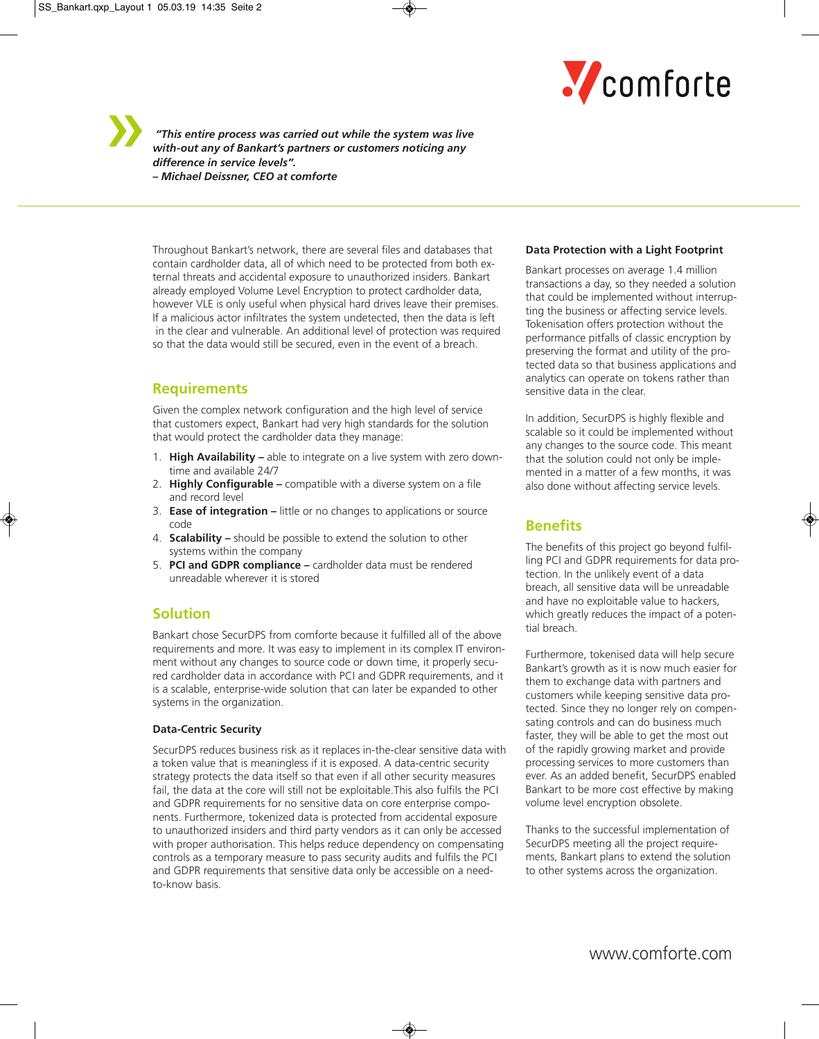> ***"This entire process was carried out while the system was live with-out any of Bankart's partners or customers noticing any difference in service levels".***
> ***– Michael Deissner, CEO at comforte***

Throughout Bankart's network, there are several files and databases that contain cardholder data, all of which need to be protected from both external threats and accidental exposure to unauthorized insiders. Bankart already employed Volume Level Encryption to protect cardholder data, however VLE is only useful when physical hard drives leave their premises. If a malicious actor infiltrates the system undetected, then the data is left in the clear and vulnerable. An additional level of protection was required so that the data would still be secured, even in the event of a breach.

## Requirements

Given the complex network configuration and the high level of service that customers expect, Bankart had very high standards for the solution that would protect the cardholder data they manage:

1. **High Availability –** able to integrate on a live system with zero downtime and available 24/7
2. **Highly Configurable –** compatible with a diverse system on a file and record level
3. **Ease of integration –** little or no changes to applications or source code
4. **Scalability –** should be possible to extend the solution to other systems within the company
5. **PCI and GDPR compliance –** cardholder data must be rendered unreadable wherever it is stored

## Solution

Bankart chose SecurDPS from comforte because it fulfilled all of the above requirements and more. It was easy to implement in its complex IT environment without any changes to source code or down time, it properly secured cardholder data in accordance with PCI and GDPR requirements, and it is a scalable, enterprise-wide solution that can later be expanded to other systems in the organization.

### Data-Centric Security

SecurDPS reduces business risk as it replaces in-the-clear sensitive data with a token value that is meaningless if it is exposed. A data-centric security strategy protects the data itself so that even if all other security measures fail, the data at the core will still not be exploitable.This also fulfils the PCI and GDPR requirements for no sensitive data on core enterprise components. Furthermore, tokenized data is protected from accidental exposure to unauthorized insiders and third party vendors as it can only be accessed with proper authorisation. This helps reduce dependency on compensating controls as a temporary measure to pass security audits and fulfils the PCI and GDPR requirements that sensitive data only be accessible on a need-to-know basis.

### Data Protection with a Light Footprint

Bankart processes on average 1.4 million transactions a day, so they needed a solution that could be implemented without interrupting the business or affecting service levels. Tokenisation offers protection without the performance pitfalls of classic encryption by preserving the format and utility of the protected data so that business applications and analytics can operate on tokens rather than sensitive data in the clear.

In addition, SecurDPS is highly flexible and scalable so it could be implemented without any changes to the source code. This meant that the solution could not only be implemented in a matter of a few months, it was also done without affecting service levels.

## Benefits

The benefits of this project go beyond fulfilling PCI and GDPR requirements for data protection. In the unlikely event of a data breach, all sensitive data will be unreadable and have no exploitable value to hackers, which greatly reduces the impact of a potential breach.

Furthermore, tokenised data will help secure Bankart's growth as it is now much easier for them to exchange data with partners and customers while keeping sensitive data protected. Since they no longer rely on compensating controls and can do business much faster, they will be able to get the most out of the rapidly growing market and provide processing services to more customers than ever. As an added benefit, SecurDPS enabled Bankart to be more cost effective by making volume level encryption obsolete.

Thanks to the successful implementation of SecurDPS meeting all the project requirements, Bankart plans to extend the solution to other systems across the organization.

www.comforte.com